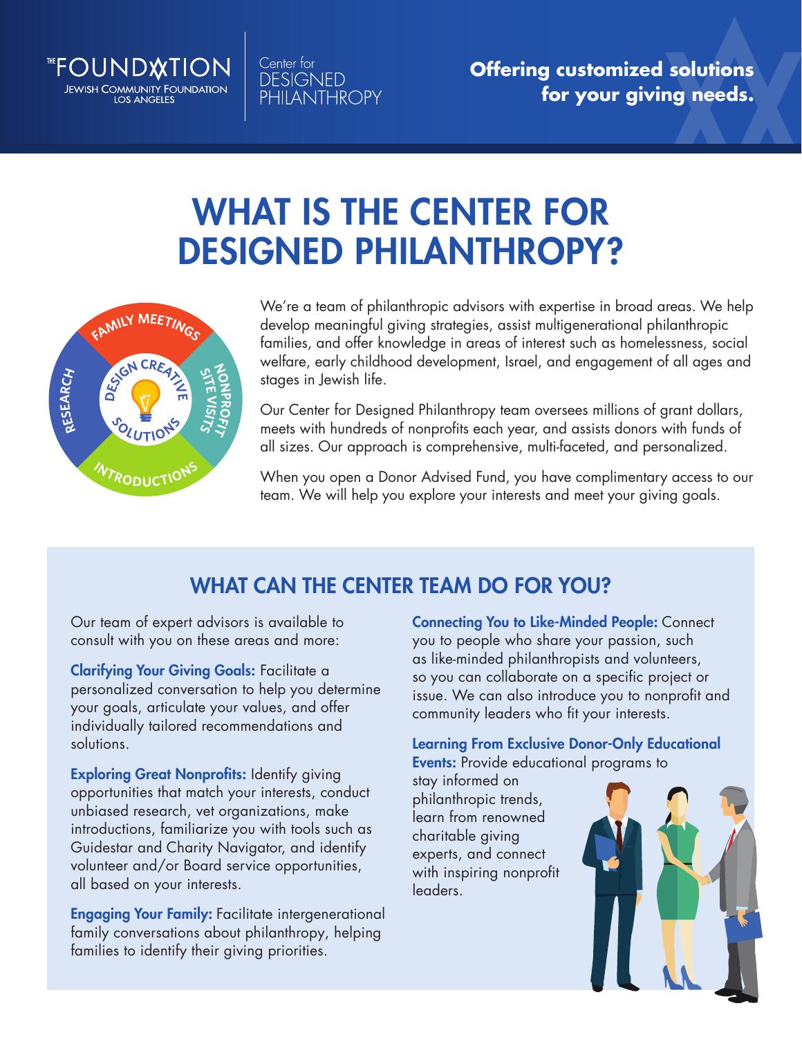THE FOUNDATION
JEWISH COMMUNITY FOUNDATION
LOS ANGELES

Center for DESIGNED PHILANTHROPY

**Offering customized solutions for your giving needs.**

# WHAT IS THE CENTER FOR DESIGNED PHILANTHROPY?

FAMILY MEETINGS · NONPROFIT SITE VISITS · INTRODUCTIONS · RESEARCH · DESIGN CREATIVE SOLUTIONS

We're a team of philanthropic advisors with expertise in broad areas. We help develop meaningful giving strategies, assist multigenerational philanthropic families, and offer knowledge in areas of interest such as homelessness, social welfare, early childhood development, Israel, and engagement of all ages and stages in Jewish life.

Our Center for Designed Philanthropy team oversees millions of grant dollars, meets with hundreds of nonprofits each year, and assists donors with funds of all sizes. Our approach is comprehensive, multi-faceted, and personalized.

When you open a Donor Advised Fund, you have complimentary access to our team. We will help you explore your interests and meet your giving goals.

## WHAT CAN THE CENTER TEAM DO FOR YOU?

Our team of expert advisors is available to consult with you on these areas and more:

**Clarifying Your Giving Goals:** Facilitate a personalized conversation to help you determine your goals, articulate your values, and offer individually tailored recommendations and solutions.

**Exploring Great Nonprofits:** Identify giving opportunities that match your interests, conduct unbiased research, vet organizations, make introductions, familiarize you with tools such as Guidestar and Charity Navigator, and identify volunteer and/or Board service opportunities, all based on your interests.

**Engaging Your Family:** Facilitate intergenerational family conversations about philanthropy, helping families to identify their giving priorities.

**Connecting You to Like-Minded People:** Connect you to people who share your passion, such as like-minded philanthropists and volunteers, so you can collaborate on a specific project or issue. We can also introduce you to nonprofit and community leaders who fit your interests.

**Learning From Exclusive Donor-Only Educational Events:** Provide educational programs to stay informed on philanthropic trends, learn from renowned charitable giving experts, and connect with inspiring nonprofit leaders.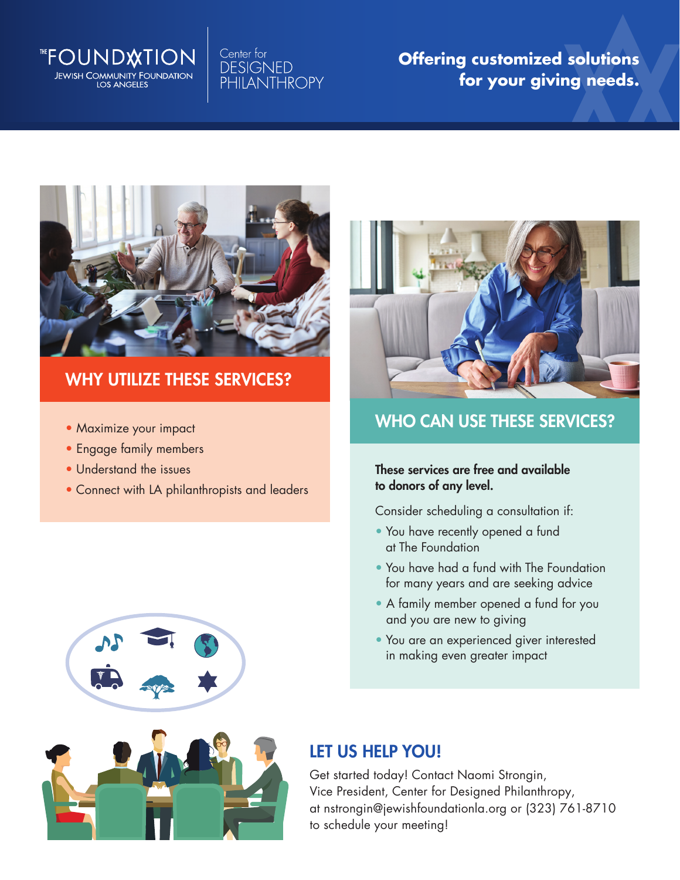THE FOUNDATION
JEWISH COMMUNITY FOUNDATION LOS ANGELES

Center for DESIGNED PHILANTHROPY

**Offering customized solutions for your giving needs.**

## WHY UTILIZE THESE SERVICES?

- Maximize your impact
- Engage family members
- Understand the issues
- Connect with LA philanthropists and leaders

## WHO CAN USE THESE SERVICES?

**These services are free and available to donors of any level.**

Consider scheduling a consultation if:

- You have recently opened a fund at The Foundation
- You have had a fund with The Foundation for many years and are seeking advice
- A family member opened a fund for you and you are new to giving
- You are an experienced giver interested in making even greater impact

## LET US HELP YOU!

Get started today! Contact Naomi Strongin, Vice President, Center for Designed Philanthropy, at nstrongin@jewishfoundationla.org or (323) 761-8710 to schedule your meeting!